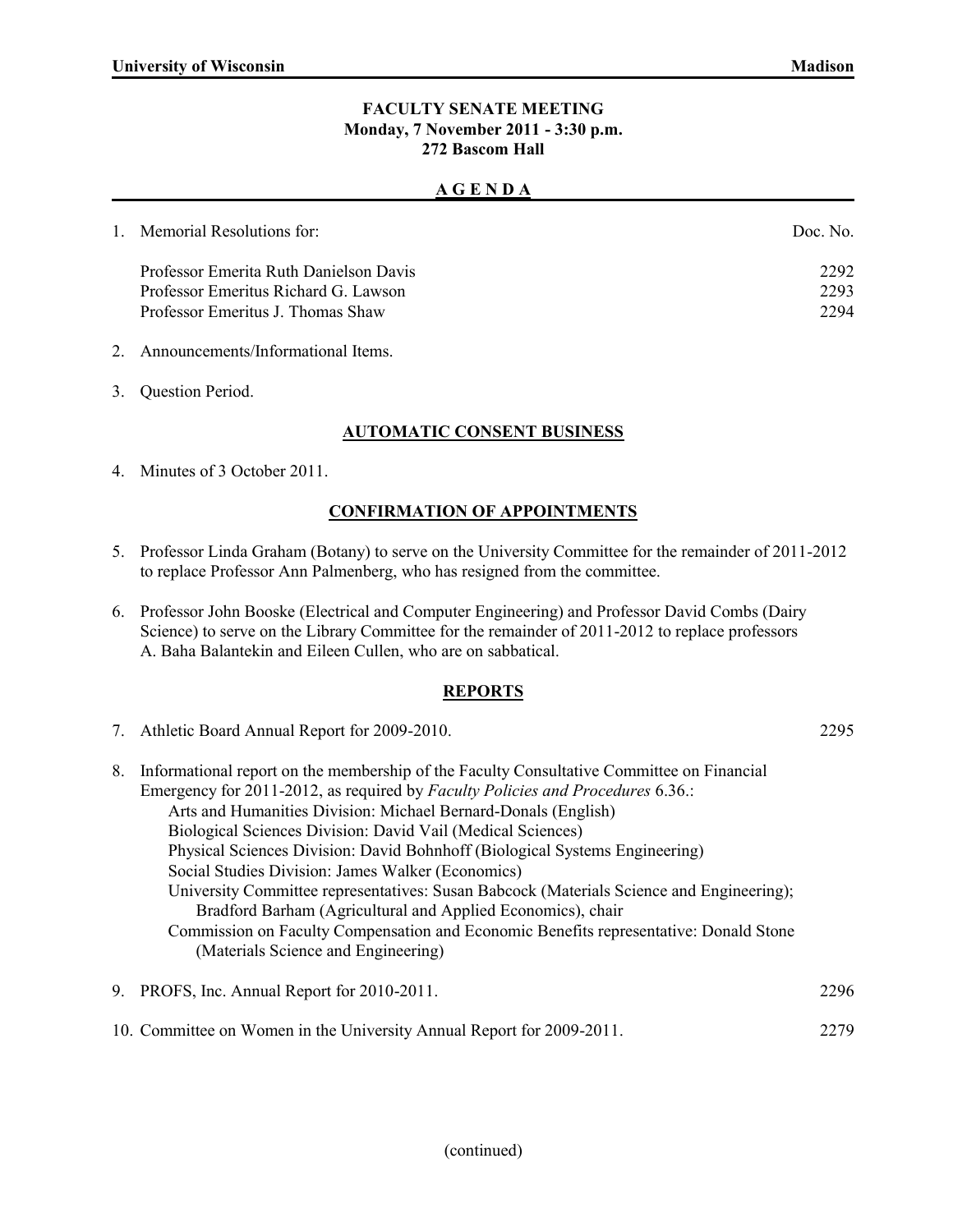**University of Wisconsin** **Madison**

**FACULTY SENATE MEETING**
**Monday, 7 November 2011 - 3:30 p.m.**
**272 Bascom Hall**

## A G E N D A

1. Memorial Resolutions for: Doc. No.

| | Doc. No. |
|---|---|
| Professor Emerita Ruth Danielson Davis | 2292 |
| Professor Emeritus Richard G. Lawson | 2293 |
| Professor Emeritus J. Thomas Shaw | 2294 |

2. Announcements/Informational Items.

3. Question Period.

### AUTOMATIC CONSENT BUSINESS

4. Minutes of 3 October 2011.

### CONFIRMATION OF APPOINTMENTS

5. Professor Linda Graham (Botany) to serve on the University Committee for the remainder of 2011-2012 to replace Professor Ann Palmenberg, who has resigned from the committee.

6. Professor John Booske (Electrical and Computer Engineering) and Professor David Combs (Dairy Science) to serve on the Library Committee for the remainder of 2011-2012 to replace professors A. Baha Balantekin and Eileen Cullen, who are on sabbatical.

### REPORTS

7. Athletic Board Annual Report for 2009-2010. 2295

8. Informational report on the membership of the Faculty Consultative Committee on Financial Emergency for 2011-2012, as required by *Faculty Policies and Procedures* 6.36.:
   - Arts and Humanities Division: Michael Bernard-Donals (English)
   - Biological Sciences Division: David Vail (Medical Sciences)
   - Physical Sciences Division: David Bohnhoff (Biological Systems Engineering)
   - Social Studies Division: James Walker (Economics)
   - University Committee representatives: Susan Babcock (Materials Science and Engineering); Bradford Barham (Agricultural and Applied Economics), chair
   - Commission on Faculty Compensation and Economic Benefits representative: Donald Stone (Materials Science and Engineering)

9. PROFS, Inc. Annual Report for 2010-2011. 2296

10. Committee on Women in the University Annual Report for 2009-2011. 2279

(continued)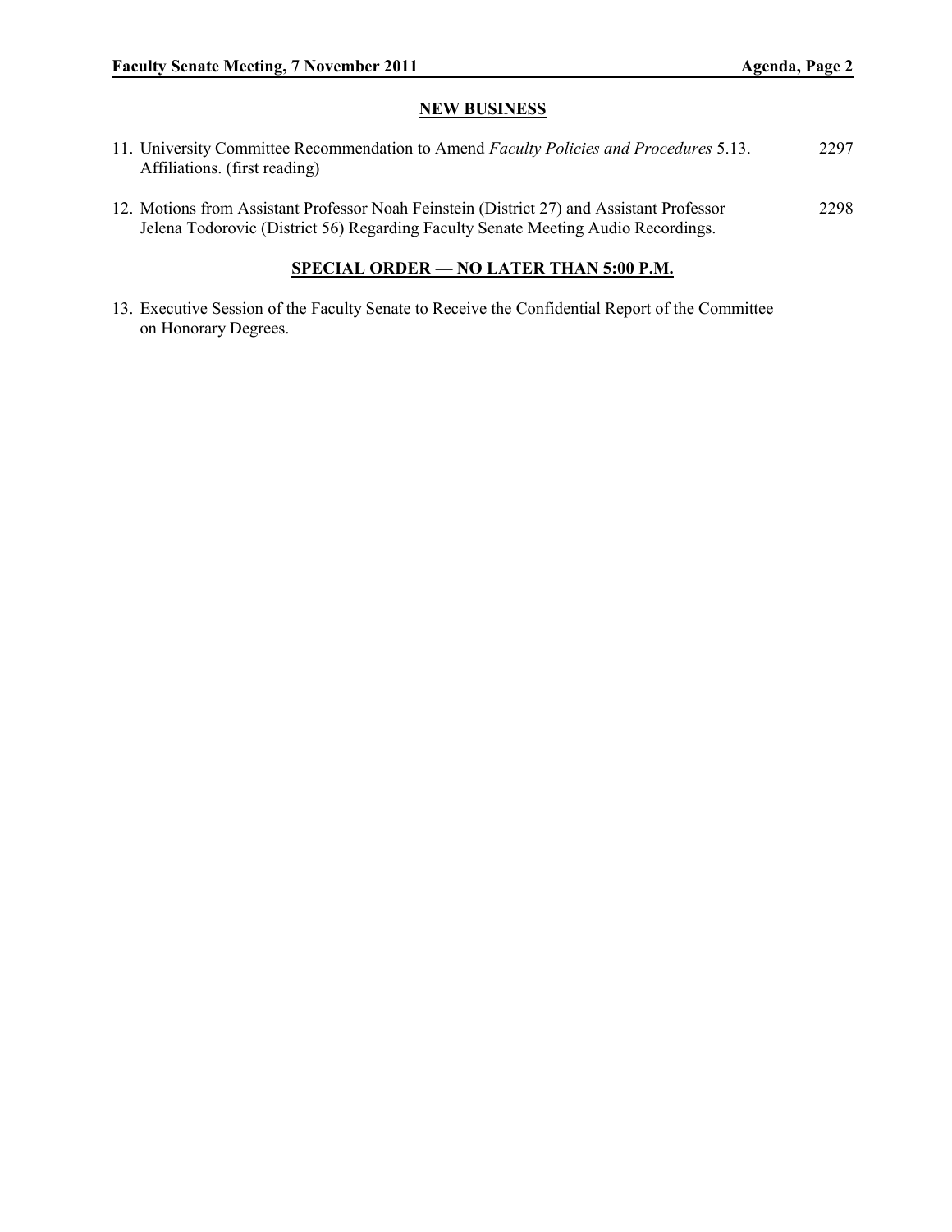## NEW BUSINESS

11. University Committee Recommendation to Amend *Faculty Policies and Procedures* 5.13. Affiliations. (first reading) — 2297

12. Motions from Assistant Professor Noah Feinstein (District 27) and Assistant Professor Jelena Todorovic (District 56) Regarding Faculty Senate Meeting Audio Recordings. — 2298

## SPECIAL ORDER — NO LATER THAN 5:00 P.M.

13. Executive Session of the Faculty Senate to Receive the Confidential Report of the Committee on Honorary Degrees.